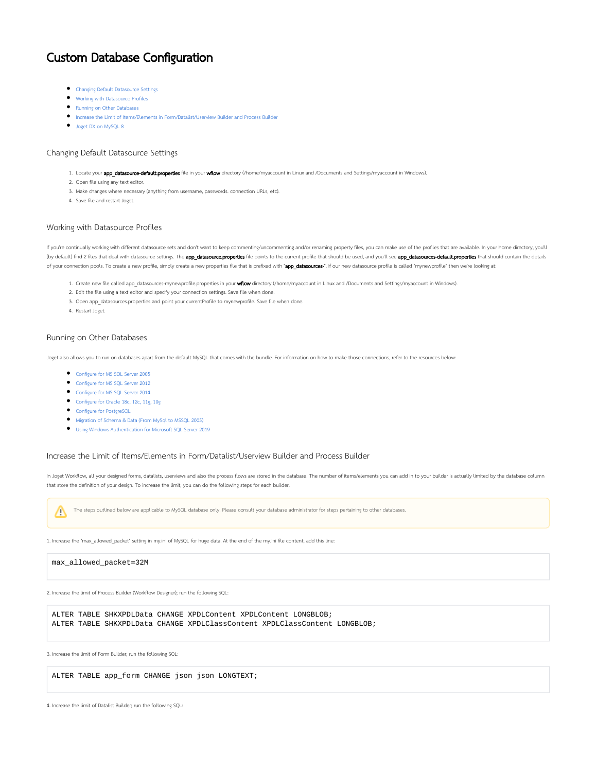# Custom Database Configuration

- Changing Default Datasource Settings
- Working with Datasource Profiles
- Running on Other Databases
- Increase the Limit of Items/Elements in Form/Datalist/Userview Builder and Process Builder
- Joget DX on MySQL 8

## Changing Default Datasource Settings

1. Locate your **app_datasource-default.properties** file in your **wflow** directory (/home/myaccount in Linux and /Documents and Settings/myaccount in Windows).
2. Open file using any text editor.
3. Make changes where necessary (anything from username, passwords. connection URLs, etc).
4. Save file and restart Joget.

## Working with Datasource Profiles

If you're continually working with different datasource sets and don't want to keep commenting/uncommenting and/or renaming property files, you can make use of the profiles that are available. In your home directory, you'll (by default) find 2 files that deal with datasource settings. The **app_datasource.properties** file points to the current profile that should be used, and you'll see **app_datasources-default.properties** that should contain the details of your connection pools. To create a new profile, simply create a new properties file that is prefixed with "**app_datasources-**". If our new datasource profile is called "mynewprofile" then we're looking at:

1. Create new file called app_datasources-mynewprofile.properties in your **wflow** directory (/home/myaccount in Linux and /Documents and Settings/myaccount in Windows).
2. Edit the file using a text editor and specify your connection settings. Save file when done.
3. Open app_datasources.properties and point your currentProfile to mynewprofile. Save file when done.
4. Restart Joget.

## Running on Other Databases

Joget also allows you to run on databases apart from the default MySQL that comes with the bundle. For information on how to make those connections, refer to the resources below:

- Configure for MS SQL Server 2005
- Configure for MS SQL Server 2012
- Configure for MS SQL Server 2014
- Configure for Oracle 18c, 12c, 11g, 10g
- Configure for PostgreSQL
- Migration of Schema & Data (From MySql to MSSQL 2005)
- Using Windows Authentication for Microsoft SQL Server 2019

## Increase the Limit of Items/Elements in Form/Datalist/Userview Builder and Process Builder

In Joget Workflow, all your designed forms, datalists, userviews and also the process flows are stored in the database. The number of items/elements you can add in to your builder is actually limited by the database column that store the definition of your design. To increase the limit, you can do the following steps for each builder.

> The steps outlined below are applicable to MySQL database only. Please consult your database administrator for steps pertaining to other databases.

1. Increase the "max_allowed_packet" setting in my.ini of MySQL for huge data. At the end of the my.ini file content, add this line:

```
max_allowed_packet=32M
```

2. Increase the limit of Process Builder (Workflow Designer); run the following SQL:

```
ALTER TABLE SHKXPDLData CHANGE XPDLContent XPDLContent LONGBLOB;
ALTER TABLE SHKXPDLData CHANGE XPDLClassContent XPDLClassContent LONGBLOB;
```

3. Increase the limit of Form Builder; run the following SQL:

```
ALTER TABLE app_form CHANGE json json LONGTEXT;
```

4. Increase the limit of Datalist Builder; run the following SQL: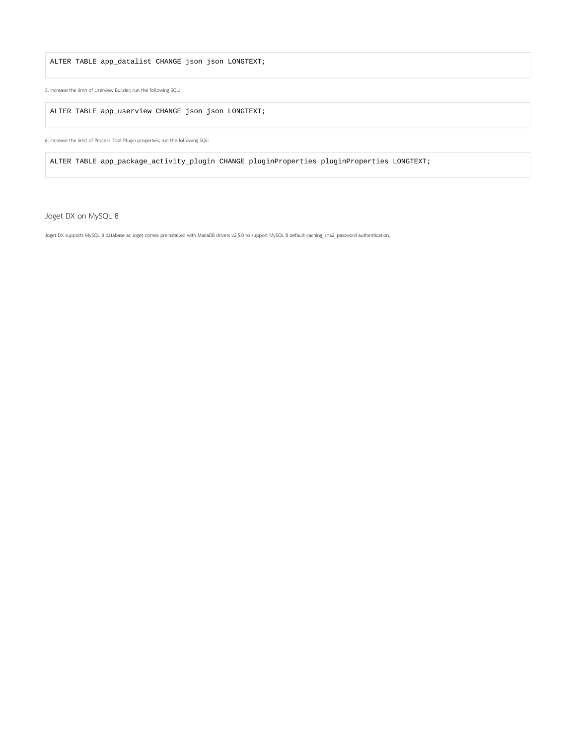```
ALTER TABLE app_datalist CHANGE json json LONGTEXT;
```

5. Increase the limit of Userview Builder; run the following SQL:

```
ALTER TABLE app_userview CHANGE json json LONGTEXT;
```

6. Increase the limit of Process Tool Plugin properties; run the following SQL:

```
ALTER TABLE app_package_activity_plugin CHANGE pluginProperties pluginProperties LONGTEXT;
```

## Joget DX on MySQL 8

Joget DX supports MySQL 8 database as Joget comes preinstalled with MariaDB drivers v2.5.0 to support MySQL 8 default caching_sha2_password authentication.